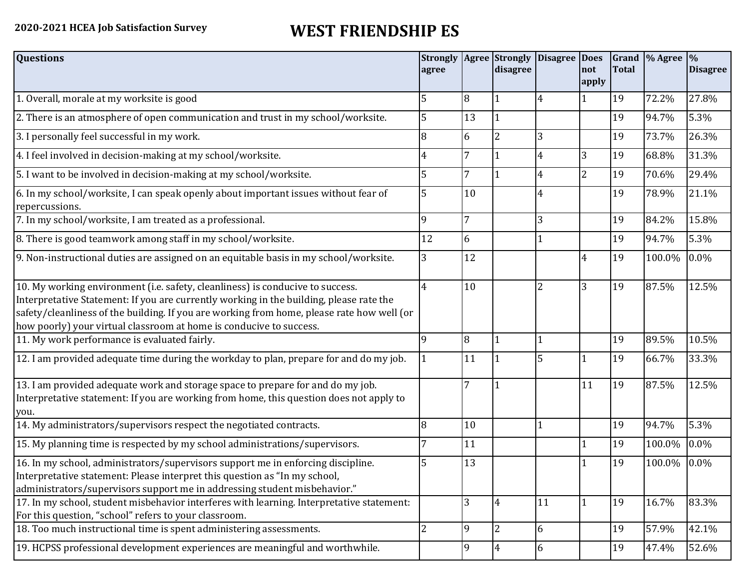**2020-2021 HCEA Job Satisfaction Survey**

# WEST FRIENDSHIP ES

| Questions | Strongly agree | Agree | Strongly disagree | Disagree | Does not apply | Grand Total | % Agree | % Disagree |
|---|---|---|---|---|---|---|---|---|
| 1. Overall, morale at my worksite is good | 5 | 8 | 1 | 4 | 1 | 19 | 72.2% | 27.8% |
| 2. There is an atmosphere of open communication and trust in my school/worksite. | 5 | 13 | 1 | | | 19 | 94.7% | 5.3% |
| 3. I personally feel successful in my work. | 8 | 6 | 2 | 3 | | 19 | 73.7% | 26.3% |
| 4. I feel involved in decision-making at my school/worksite. | 4 | 7 | 1 | 4 | 3 | 19 | 68.8% | 31.3% |
| 5. I want to be involved in decision-making at my school/worksite. | 5 | 7 | 1 | 4 | 2 | 19 | 70.6% | 29.4% |
| 6. In my school/worksite, I can speak openly about important issues without fear of repercussions. | 5 | 10 | | 4 | | 19 | 78.9% | 21.1% |
| 7. In my school/worksite, I am treated as a professional. | 9 | 7 | | 3 | | 19 | 84.2% | 15.8% |
| 8. There is good teamwork among staff in my school/worksite. | 12 | 6 | | 1 | | 19 | 94.7% | 5.3% |
| 9. Non-instructional duties are assigned on an equitable basis in my school/worksite. | 3 | 12 | | | 4 | 19 | 100.0% | 0.0% |
| 10. My working environment (i.e. safety, cleanliness) is conducive to success. Interpretative Statement: If you are currently working in the building, please rate the safety/cleanliness of the building. If you are working from home, please rate how well (or how poorly) your virtual classroom at home is conducive to success. | 4 | 10 | | 2 | 3 | 19 | 87.5% | 12.5% |
| 11. My work performance is evaluated fairly. | 9 | 8 | 1 | 1 | | 19 | 89.5% | 10.5% |
| 12. I am provided adequate time during the workday to plan, prepare for and do my job. | 1 | 11 | 1 | 5 | 1 | 19 | 66.7% | 33.3% |
| 13. I am provided adequate work and storage space to prepare for and do my job. Interpretative statement: If you are working from home, this question does not apply to you. | | 7 | 1 | | 11 | 19 | 87.5% | 12.5% |
| 14. My administrators/supervisors respect the negotiated contracts. | 8 | 10 | | 1 | | 19 | 94.7% | 5.3% |
| 15. My planning time is respected by my school administrations/supervisors. | 7 | 11 | | | 1 | 19 | 100.0% | 0.0% |
| 16. In my school, administrators/supervisors support me in enforcing discipline. Interpretative statement: Please interpret this question as "In my school, administrators/supervisors support me in addressing student misbehavior." | 5 | 13 | | | 1 | 19 | 100.0% | 0.0% |
| 17. In my school, student misbehavior interferes with learning. Interpretative statement: For this question, "school" refers to your classroom. | | 3 | 4 | 11 | 1 | 19 | 16.7% | 83.3% |
| 18. Too much instructional time is spent administering assessments. | 2 | 9 | 2 | 6 | | 19 | 57.9% | 42.1% |
| 19. HCPSS professional development experiences are meaningful and worthwhile. | | 9 | 4 | 6 | | 19 | 47.4% | 52.6% |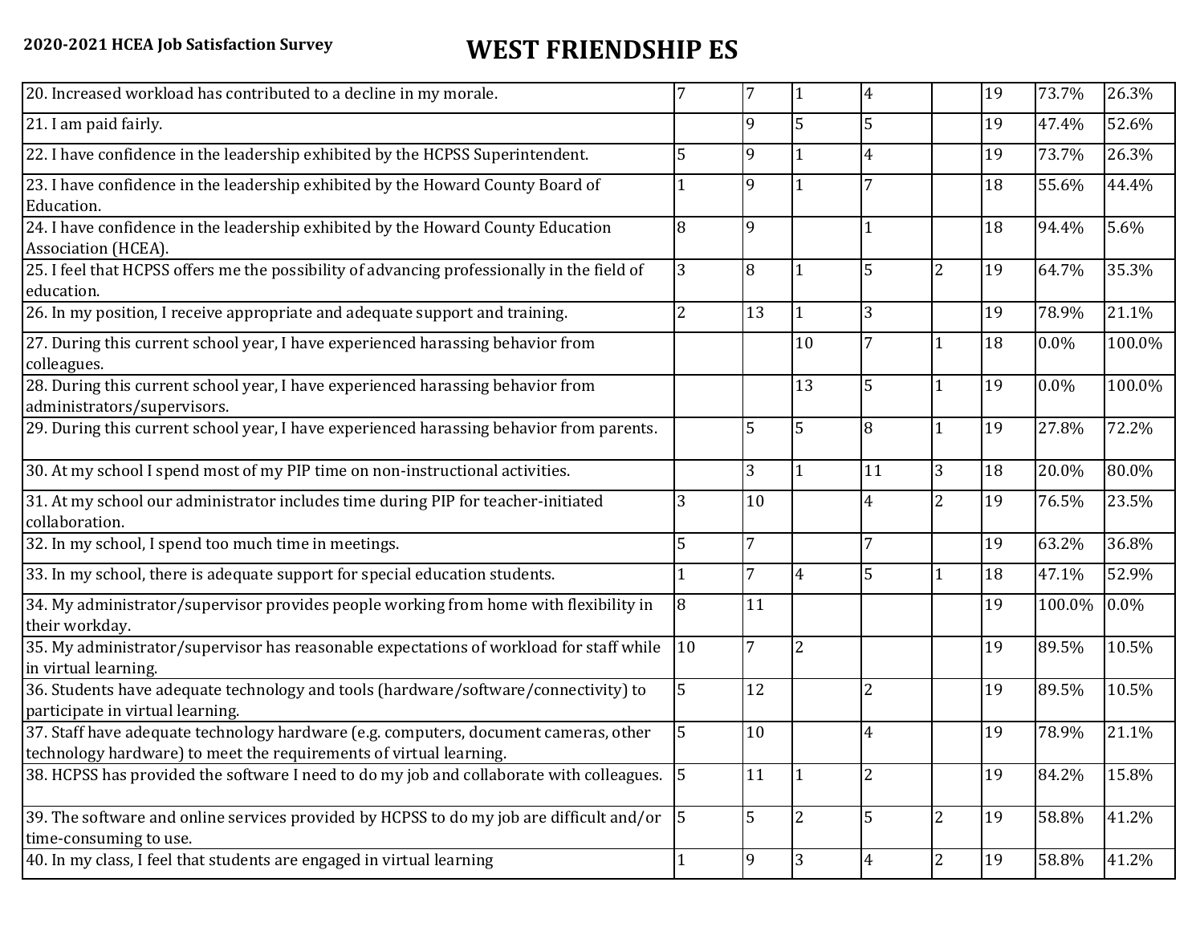**2020-2021 HCEA Job Satisfaction Survey**

# WEST FRIENDSHIP ES

| | | | | | | | | |
|---|---|---|---|---|---|---|---|---|
| 20. Increased workload has contributed to a decline in my morale. | 7 | 7 | 1 | 4 | | 19 | 73.7% | 26.3% |
| 21. I am paid fairly. | | 9 | 5 | 5 | | 19 | 47.4% | 52.6% |
| 22. I have confidence in the leadership exhibited by the HCPSS Superintendent. | 5 | 9 | 1 | 4 | | 19 | 73.7% | 26.3% |
| 23. I have confidence in the leadership exhibited by the Howard County Board of Education. | 1 | 9 | 1 | 7 | | 18 | 55.6% | 44.4% |
| 24. I have confidence in the leadership exhibited by the Howard County Education Association (HCEA). | 8 | 9 | | 1 | | 18 | 94.4% | 5.6% |
| 25. I feel that HCPSS offers me the possibility of advancing professionally in the field of education. | 3 | 8 | 1 | 5 | 2 | 19 | 64.7% | 35.3% |
| 26. In my position, I receive appropriate and adequate support and training. | 2 | 13 | 1 | 3 | | 19 | 78.9% | 21.1% |
| 27. During this current school year, I have experienced harassing behavior from colleagues. | | | 10 | 7 | 1 | 18 | 0.0% | 100.0% |
| 28. During this current school year, I have experienced harassing behavior from administrators/supervisors. | | | 13 | 5 | 1 | 19 | 0.0% | 100.0% |
| 29. During this current school year, I have experienced harassing behavior from parents. | | 5 | 5 | 8 | 1 | 19 | 27.8% | 72.2% |
| 30. At my school I spend most of my PIP time on non-instructional activities. | | 3 | 1 | 11 | 3 | 18 | 20.0% | 80.0% |
| 31. At my school our administrator includes time during PIP for teacher-initiated collaboration. | 3 | 10 | | 4 | 2 | 19 | 76.5% | 23.5% |
| 32. In my school, I spend too much time in meetings. | 5 | 7 | | 7 | | 19 | 63.2% | 36.8% |
| 33. In my school, there is adequate support for special education students. | 1 | 7 | 4 | 5 | 1 | 18 | 47.1% | 52.9% |
| 34. My administrator/supervisor provides people working from home with flexibility in their workday. | 8 | 11 | | | | 19 | 100.0% | 0.0% |
| 35. My administrator/supervisor has reasonable expectations of workload for staff while in virtual learning. | 10 | 7 | 2 | | | 19 | 89.5% | 10.5% |
| 36. Students have adequate technology and tools (hardware/software/connectivity) to participate in virtual learning. | 5 | 12 | | 2 | | 19 | 89.5% | 10.5% |
| 37. Staff have adequate technology hardware (e.g. computers, document cameras, other technology hardware) to meet the requirements of virtual learning. | 5 | 10 | | 4 | | 19 | 78.9% | 21.1% |
| 38. HCPSS has provided the software I need to do my job and collaborate with colleagues. | 5 | 11 | 1 | 2 | | 19 | 84.2% | 15.8% |
| 39. The software and online services provided by HCPSS to do my job are difficult and/or time-consuming to use. | 5 | 5 | 2 | 5 | 2 | 19 | 58.8% | 41.2% |
| 40. In my class, I feel that students are engaged in virtual learning | 1 | 9 | 3 | 4 | 2 | 19 | 58.8% | 41.2% |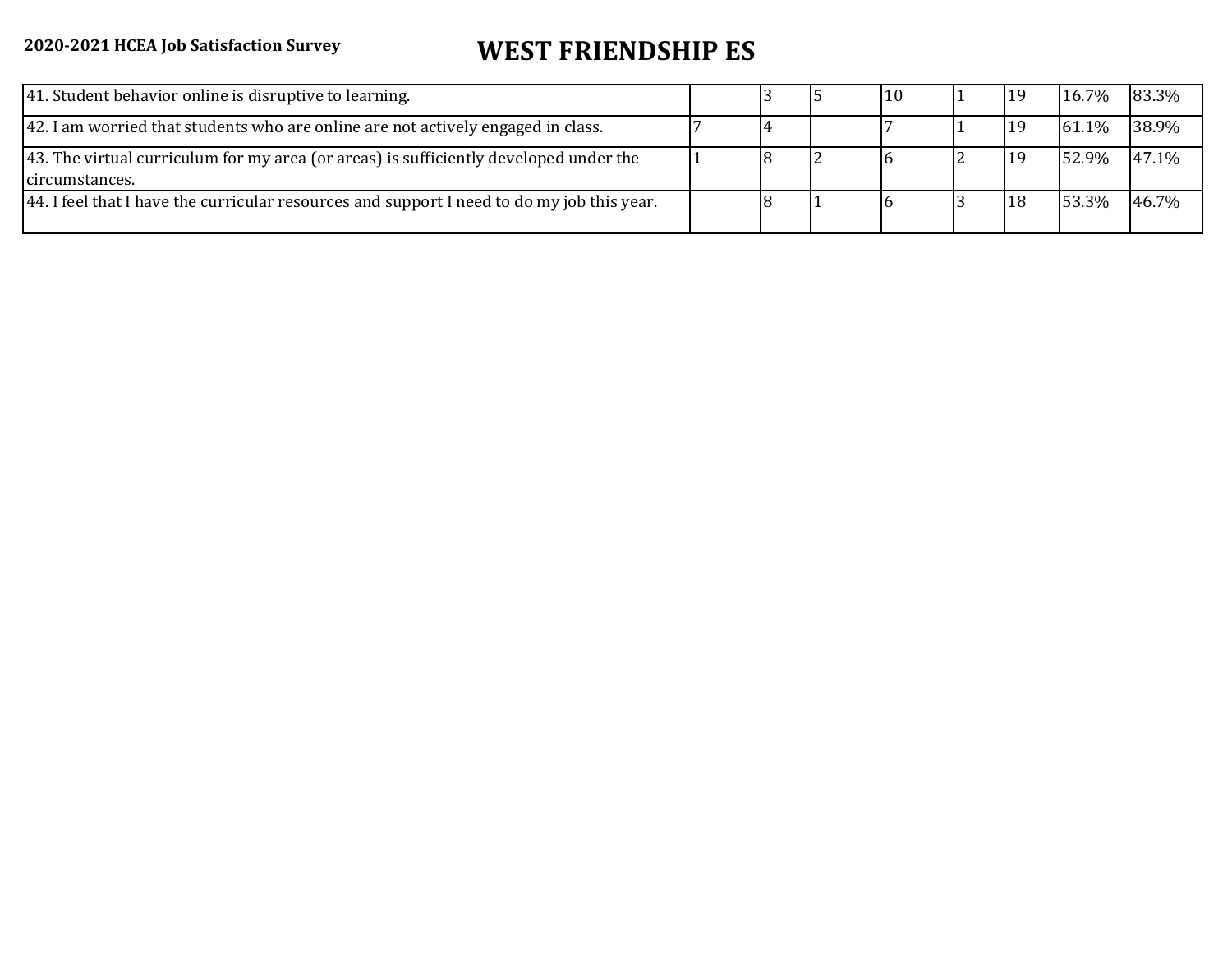| | | | | | | | | |
|---|---|---|---|---|---|---|---|---|
| 41. Student behavior online is disruptive to learning. | | 3 | 5 | 10 | 1 | 19 | 16.7% | 83.3% |
| 42. I am worried that students who are online are not actively engaged in class. | 7 | 4 | | 7 | 1 | 19 | 61.1% | 38.9% |
| 43. The virtual curriculum for my area (or areas) is sufficiently developed under the circumstances. | 1 | 8 | 2 | 6 | 2 | 19 | 52.9% | 47.1% |
| 44. I feel that I have the curricular resources and support I need to do my job this year. | | 8 | 1 | 6 | 3 | 18 | 53.3% | 46.7% |